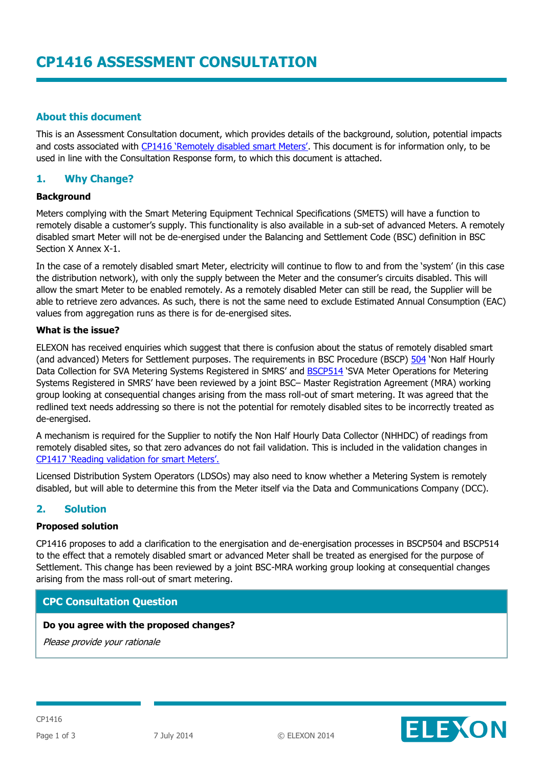# CP1416 ASSESSMENT CONSULTATION

## About this document

This is an Assessment Consultation document, which provides details of the background, solution, potential impacts and costs associated with CP1416 'Remotely disabled smart Meters'. This document is for information only, to be used in line with the Consultation Response form, to which this document is attached.

## 1. Why Change?

**Background**

Meters complying with the Smart Metering Equipment Technical Specifications (SMETS) will have a function to remotely disable a customer's supply. This functionality is also available in a sub-set of advanced Meters. A remotely disabled smart Meter will not be de-energised under the Balancing and Settlement Code (BSC) definition in BSC Section X Annex X-1.

In the case of a remotely disabled smart Meter, electricity will continue to flow to and from the 'system' (in this case the distribution network), with only the supply between the Meter and the consumer's circuits disabled. This will allow the smart Meter to be enabled remotely. As a remotely disabled Meter can still be read, the Supplier will be able to retrieve zero advances. As such, there is not the same need to exclude Estimated Annual Consumption (EAC) values from aggregation runs as there is for de-energised sites.

**What is the issue?**

ELEXON has received enquiries which suggest that there is confusion about the status of remotely disabled smart (and advanced) Meters for Settlement purposes. The requirements in BSC Procedure (BSCP) 504 'Non Half Hourly Data Collection for SVA Metering Systems Registered in SMRS' and BSCP514 'SVA Meter Operations for Metering Systems Registered in SMRS' have been reviewed by a joint BSC– Master Registration Agreement (MRA) working group looking at consequential changes arising from the mass roll-out of smart metering. It was agreed that the redlined text needs addressing so there is not the potential for remotely disabled sites to be incorrectly treated as de-energised.

A mechanism is required for the Supplier to notify the Non Half Hourly Data Collector (NHHDC) of readings from remotely disabled sites, so that zero advances do not fail validation. This is included in the validation changes in CP1417 'Reading validation for smart Meters'.

Licensed Distribution System Operators (LDSOs) may also need to know whether a Metering System is remotely disabled, but will able to determine this from the Meter itself via the Data and Communications Company (DCC).

## 2. Solution

**Proposed solution**

CP1416 proposes to add a clarification to the energisation and de-energisation processes in BSCP504 and BSCP514 to the effect that a remotely disabled smart or advanced Meter shall be treated as energised for the purpose of Settlement. This change has been reviewed by a joint BSC-MRA working group looking at consequential changes arising from the mass roll-out of smart metering.

| CPC Consultation Question |
| --- |
| **Do you agree with the proposed changes?**<br>*Please provide your rationale* |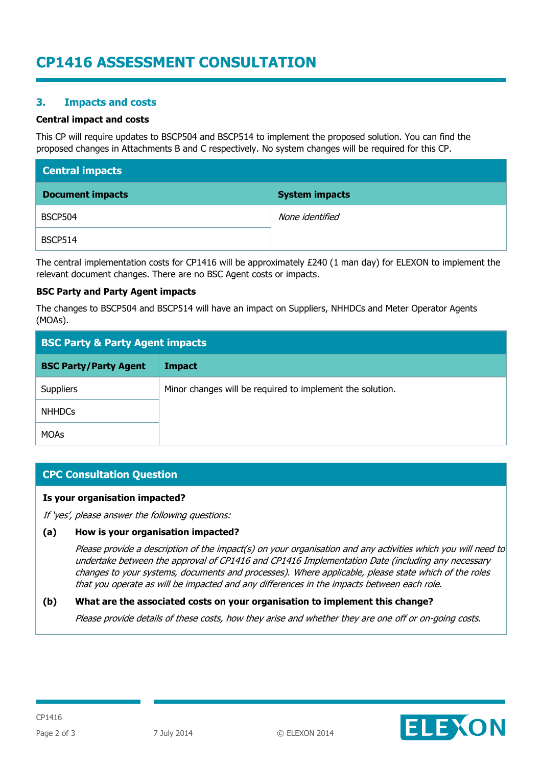# CP1416 ASSESSMENT CONSULTATION

## 3. Impacts and costs

**Central impact and costs**

This CP will require updates to BSCP504 and BSCP514 to implement the proposed solution. You can find the proposed changes in Attachments B and C respectively. No system changes will be required for this CP.

| Central impacts | |
|---|---|
| **Document impacts** | **System impacts** |
| BSCP504 | *None identified* |
| BSCP514 | |

The central implementation costs for CP1416 will be approximately £240 (1 man day) for ELEXON to implement the relevant document changes. There are no BSC Agent costs or impacts.

**BSC Party and Party Agent impacts**

The changes to BSCP504 and BSCP514 will have an impact on Suppliers, NHHDCs and Meter Operator Agents (MOAs).

| BSC Party & Party Agent impacts | |
|---|---|
| **BSC Party/Party Agent** | **Impact** |
| Suppliers | Minor changes will be required to implement the solution. |
| NHHDCs | |
| MOAs | |

### CPC Consultation Question

**Is your organisation impacted?**

*If 'yes', please answer the following questions:*

**(a) How is your organisation impacted?**

*Please provide a description of the impact(s) on your organisation and any activities which you will need to undertake between the approval of CP1416 and CP1416 Implementation Date (including any necessary changes to your systems, documents and processes). Where applicable, please state which of the roles that you operate as will be impacted and any differences in the impacts between each role.*

**(b) What are the associated costs on your organisation to implement this change?**

*Please provide details of these costs, how they arise and whether they are one off or on-going costs.*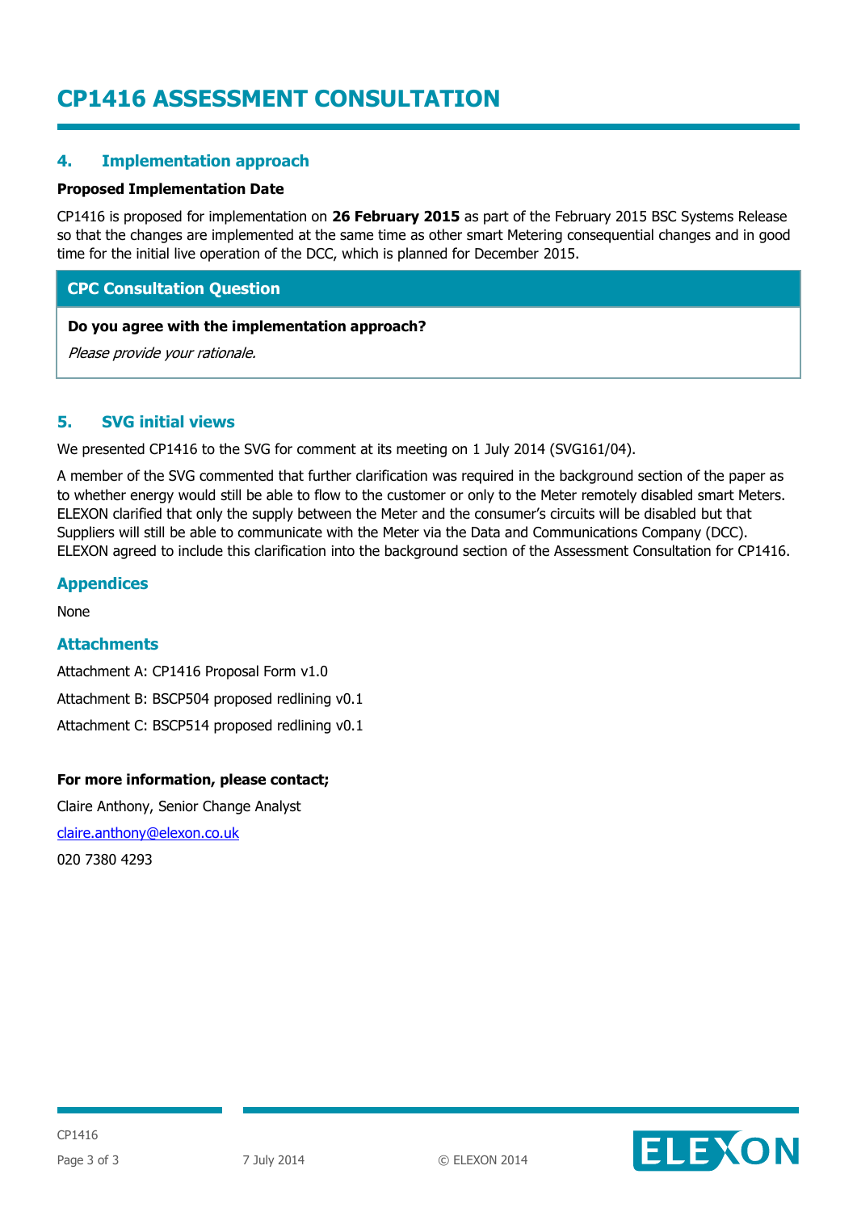# CP1416 ASSESSMENT CONSULTATION

## 4. Implementation approach

**Proposed Implementation Date**

CP1416 is proposed for implementation on **26 February 2015** as part of the February 2015 BSC Systems Release so that the changes are implemented at the same time as other smart Metering consequential changes and in good time for the initial live operation of the DCC, which is planned for December 2015.

| CPC Consultation Question |
| --- |
| **Do you agree with the implementation approach?**<br>*Please provide your rationale.* |

## 5. SVG initial views

We presented CP1416 to the SVG for comment at its meeting on 1 July 2014 (SVG161/04).

A member of the SVG commented that further clarification was required in the background section of the paper as to whether energy would still be able to flow to the customer or only to the Meter remotely disabled smart Meters. ELEXON clarified that only the supply between the Meter and the consumer's circuits will be disabled but that Suppliers will still be able to communicate with the Meter via the Data and Communications Company (DCC). ELEXON agreed to include this clarification into the background section of the Assessment Consultation for CP1416.

### Appendices

None

### Attachments

Attachment A: CP1416 Proposal Form v1.0

Attachment B: BSCP504 proposed redlining v0.1

Attachment C: BSCP514 proposed redlining v0.1

**For more information, please contact;**

Claire Anthony, Senior Change Analyst

claire.anthony@elexon.co.uk

020 7380 4293